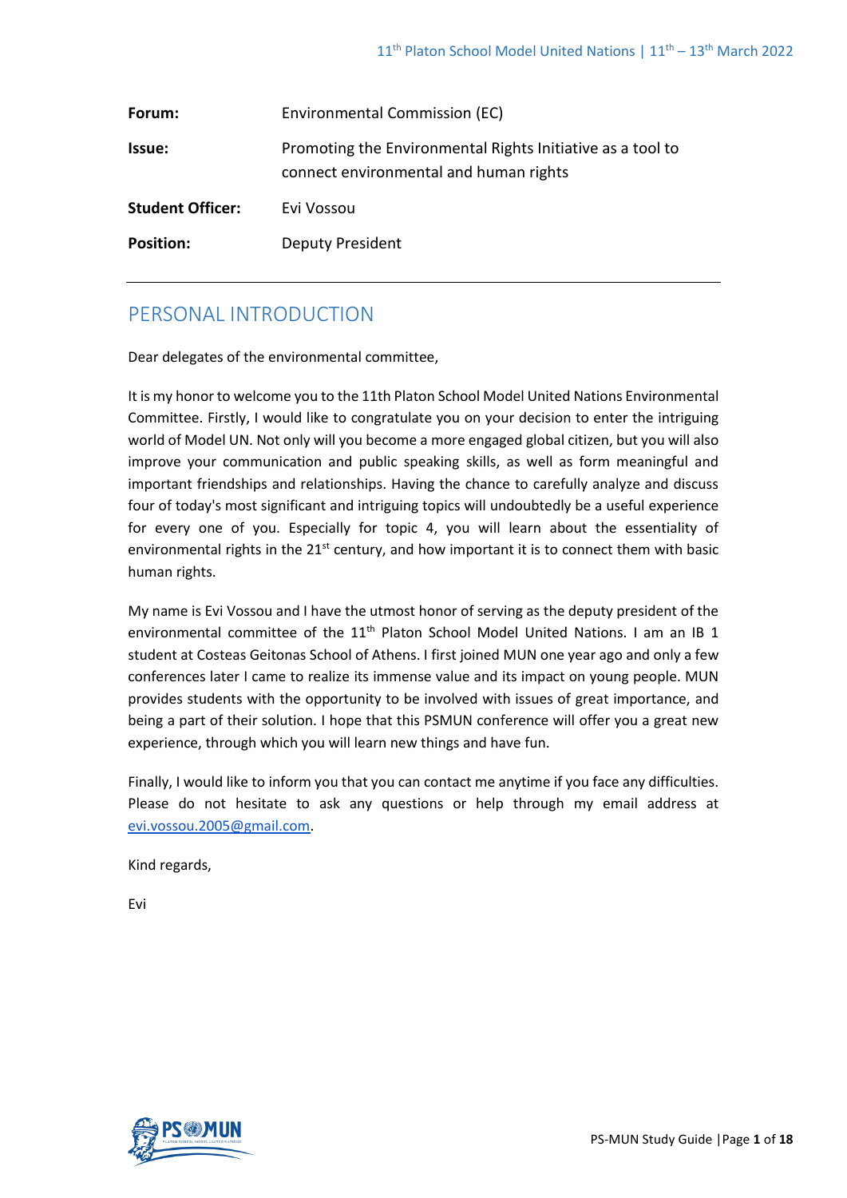| | |
|---|---|
| **Forum:** | Environmental Commission (EC) |
| **Issue:** | Promoting the Environmental Rights Initiative as a tool to connect environmental and human rights |
| **Student Officer:** | Evi Vossou |
| **Position:** | Deputy President |

---

## PERSONAL INTRODUCTION

Dear delegates of the environmental committee,

It is my honor to welcome you to the 11th Platon School Model United Nations Environmental Committee. Firstly, I would like to congratulate you on your decision to enter the intriguing world of Model UN. Not only will you become a more engaged global citizen, but you will also improve your communication and public speaking skills, as well as form meaningful and important friendships and relationships. Having the chance to carefully analyze and discuss four of today's most significant and intriguing topics will undoubtedly be a useful experience for every one of you. Especially for topic 4, you will learn about the essentiality of environmental rights in the 21st century, and how important it is to connect them with basic human rights.

My name is Evi Vossou and I have the utmost honor of serving as the deputy president of the environmental committee of the 11th Platon School Model United Nations. I am an IB 1 student at Costeas Geitonas School of Athens. I first joined MUN one year ago and only a few conferences later I came to realize its immense value and its impact on young people. MUN provides students with the opportunity to be involved with issues of great importance, and being a part of their solution. I hope that this PSMUN conference will offer you a great new experience, through which you will learn new things and have fun.

Finally, I would like to inform you that you can contact me anytime if you face any difficulties. Please do not hesitate to ask any questions or help through my email address at evi.vossou.2005@gmail.com.

Kind regards,

Evi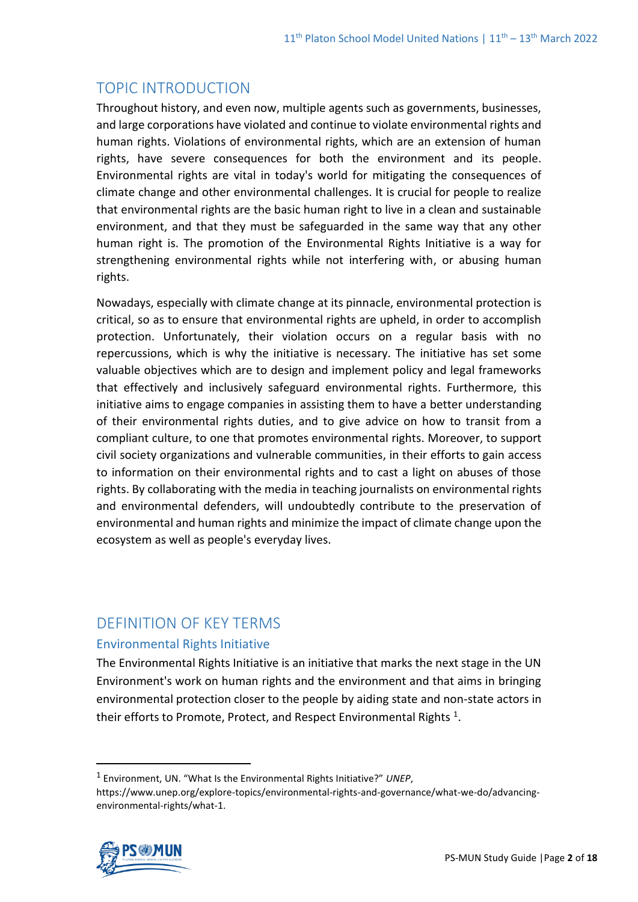## TOPIC INTRODUCTION

Throughout history, and even now, multiple agents such as governments, businesses, and large corporations have violated and continue to violate environmental rights and human rights. Violations of environmental rights, which are an extension of human rights, have severe consequences for both the environment and its people. Environmental rights are vital in today's world for mitigating the consequences of climate change and other environmental challenges. It is crucial for people to realize that environmental rights are the basic human right to live in a clean and sustainable environment, and that they must be safeguarded in the same way that any other human right is. The promotion of the Environmental Rights Initiative is a way for strengthening environmental rights while not interfering with, or abusing human rights.

Nowadays, especially with climate change at its pinnacle, environmental protection is critical, so as to ensure that environmental rights are upheld, in order to accomplish protection. Unfortunately, their violation occurs on a regular basis with no repercussions, which is why the initiative is necessary. The initiative has set some valuable objectives which are to design and implement policy and legal frameworks that effectively and inclusively safeguard environmental rights. Furthermore, this initiative aims to engage companies in assisting them to have a better understanding of their environmental rights duties, and to give advice on how to transit from a compliant culture, to one that promotes environmental rights. Moreover, to support civil society organizations and vulnerable communities, in their efforts to gain access to information on their environmental rights and to cast a light on abuses of those rights. By collaborating with the media in teaching journalists on environmental rights and environmental defenders, will undoubtedly contribute to the preservation of environmental and human rights and minimize the impact of climate change upon the ecosystem as well as people's everyday lives.

## DEFINITION OF KEY TERMS

### Environmental Rights Initiative

The Environmental Rights Initiative is an initiative that marks the next stage in the UN Environment's work on human rights and the environment and that aims in bringing environmental protection closer to the people by aiding state and non-state actors in their efforts to Promote, Protect, and Respect Environmental Rights [1].

---

[1] Environment, UN. "What Is the Environmental Rights Initiative?" *UNEP*, https://www.unep.org/explore-topics/environmental-rights-and-governance/what-we-do/advancing-environmental-rights/what-1.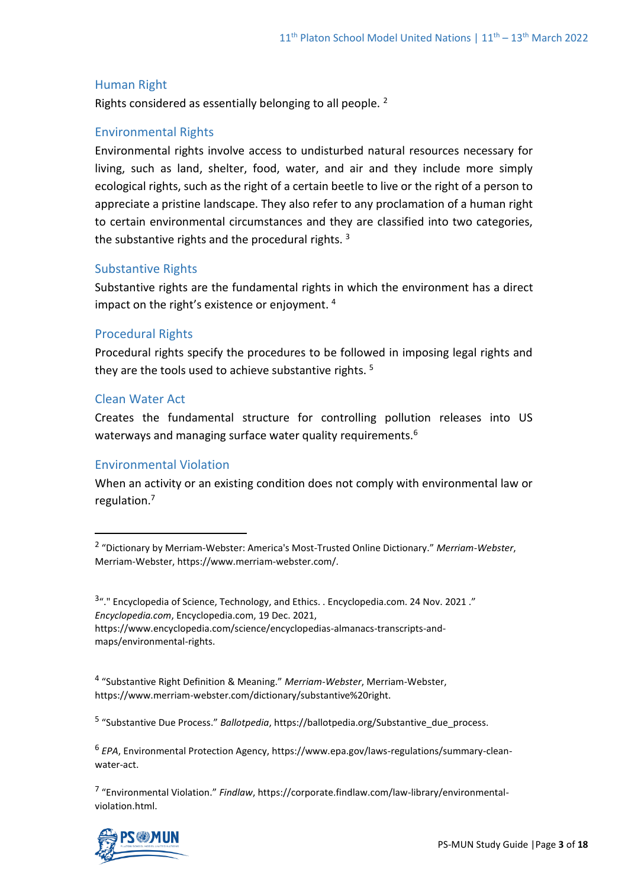### Human Right

Rights considered as essentially belonging to all people. [2]

### Environmental Rights

Environmental rights involve access to undisturbed natural resources necessary for living, such as land, shelter, food, water, and air and they include more simply ecological rights, such as the right of a certain beetle to live or the right of a person to appreciate a pristine landscape. They also refer to any proclamation of a human right to certain environmental circumstances and they are classified into two categories, the substantive rights and the procedural rights. [3]

### Substantive Rights

Substantive rights are the fundamental rights in which the environment has a direct impact on the right's existence or enjoyment. [4]

### Procedural Rights

Procedural rights specify the procedures to be followed in imposing legal rights and they are the tools used to achieve substantive rights. [5]

### Clean Water Act

Creates the fundamental structure for controlling pollution releases into US waterways and managing surface water quality requirements.[6]

### Environmental Violation

When an activity or an existing condition does not comply with environmental law or regulation.[7]

---

[2] "Dictionary by Merriam-Webster: America's Most-Trusted Online Dictionary." *Merriam-Webster*, Merriam-Webster, https://www.merriam-webster.com/.

[3] "." Encyclopedia of Science, Technology, and Ethics. . Encyclopedia.com. 24 Nov. 2021 ." *Encyclopedia.com*, Encyclopedia.com, 19 Dec. 2021, https://www.encyclopedia.com/science/encyclopedias-almanacs-transcripts-and-maps/environmental-rights.

[4] "Substantive Right Definition & Meaning." *Merriam-Webster*, Merriam-Webster, https://www.merriam-webster.com/dictionary/substantive%20right.

[5] "Substantive Due Process." *Ballotpedia*, https://ballotpedia.org/Substantive_due_process.

[6] *EPA*, Environmental Protection Agency, https://www.epa.gov/laws-regulations/summary-clean-water-act.

[7] "Environmental Violation." *Findlaw*, https://corporate.findlaw.com/law-library/environmental-violation.html.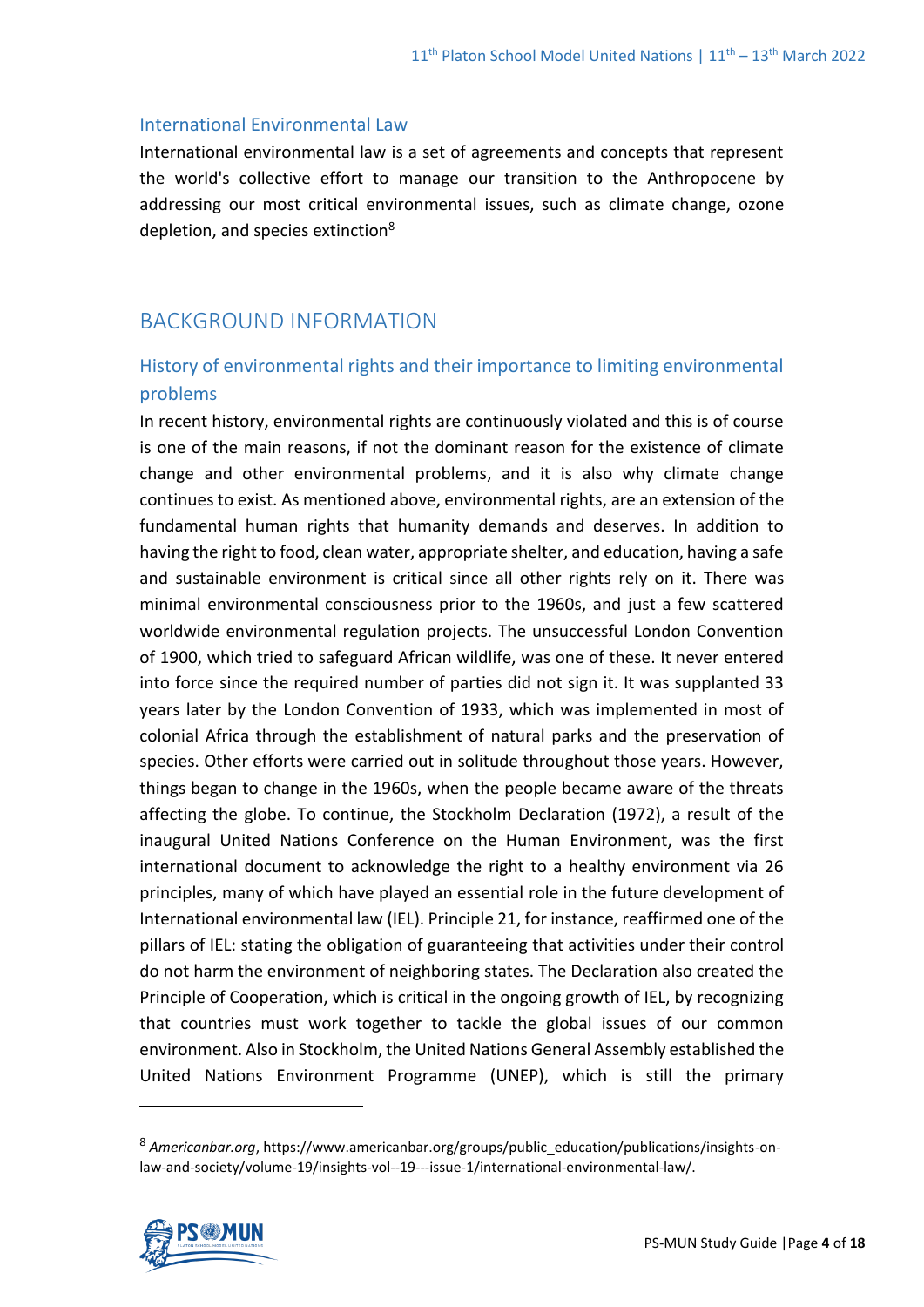### International Environmental Law

International environmental law is a set of agreements and concepts that represent the world's collective effort to manage our transition to the Anthropocene by addressing our most critical environmental issues, such as climate change, ozone depletion, and species extinction[8]

## BACKGROUND INFORMATION

### History of environmental rights and their importance to limiting environmental problems

In recent history, environmental rights are continuously violated and this is of course is one of the main reasons, if not the dominant reason for the existence of climate change and other environmental problems, and it is also why climate change continues to exist. As mentioned above, environmental rights, are an extension of the fundamental human rights that humanity demands and deserves. In addition to having the right to food, clean water, appropriate shelter, and education, having a safe and sustainable environment is critical since all other rights rely on it. There was minimal environmental consciousness prior to the 1960s, and just a few scattered worldwide environmental regulation projects. The unsuccessful London Convention of 1900, which tried to safeguard African wildlife, was one of these. It never entered into force since the required number of parties did not sign it. It was supplanted 33 years later by the London Convention of 1933, which was implemented in most of colonial Africa through the establishment of natural parks and the preservation of species. Other efforts were carried out in solitude throughout those years. However, things began to change in the 1960s, when the people became aware of the threats affecting the globe. To continue, the Stockholm Declaration (1972), a result of the inaugural United Nations Conference on the Human Environment, was the first international document to acknowledge the right to a healthy environment via 26 principles, many of which have played an essential role in the future development of International environmental law (IEL). Principle 21, for instance, reaffirmed one of the pillars of IEL: stating the obligation of guaranteeing that activities under their control do not harm the environment of neighboring states. The Declaration also created the Principle of Cooperation, which is critical in the ongoing growth of IEL, by recognizing that countries must work together to tackle the global issues of our common environment. Also in Stockholm, the United Nations General Assembly established the United Nations Environment Programme (UNEP), which is still the primary

---

[8] *Americanbar.org*, https://www.americanbar.org/groups/public_education/publications/insights-on-law-and-society/volume-19/insights-vol--19---issue-1/international-environmental-law/.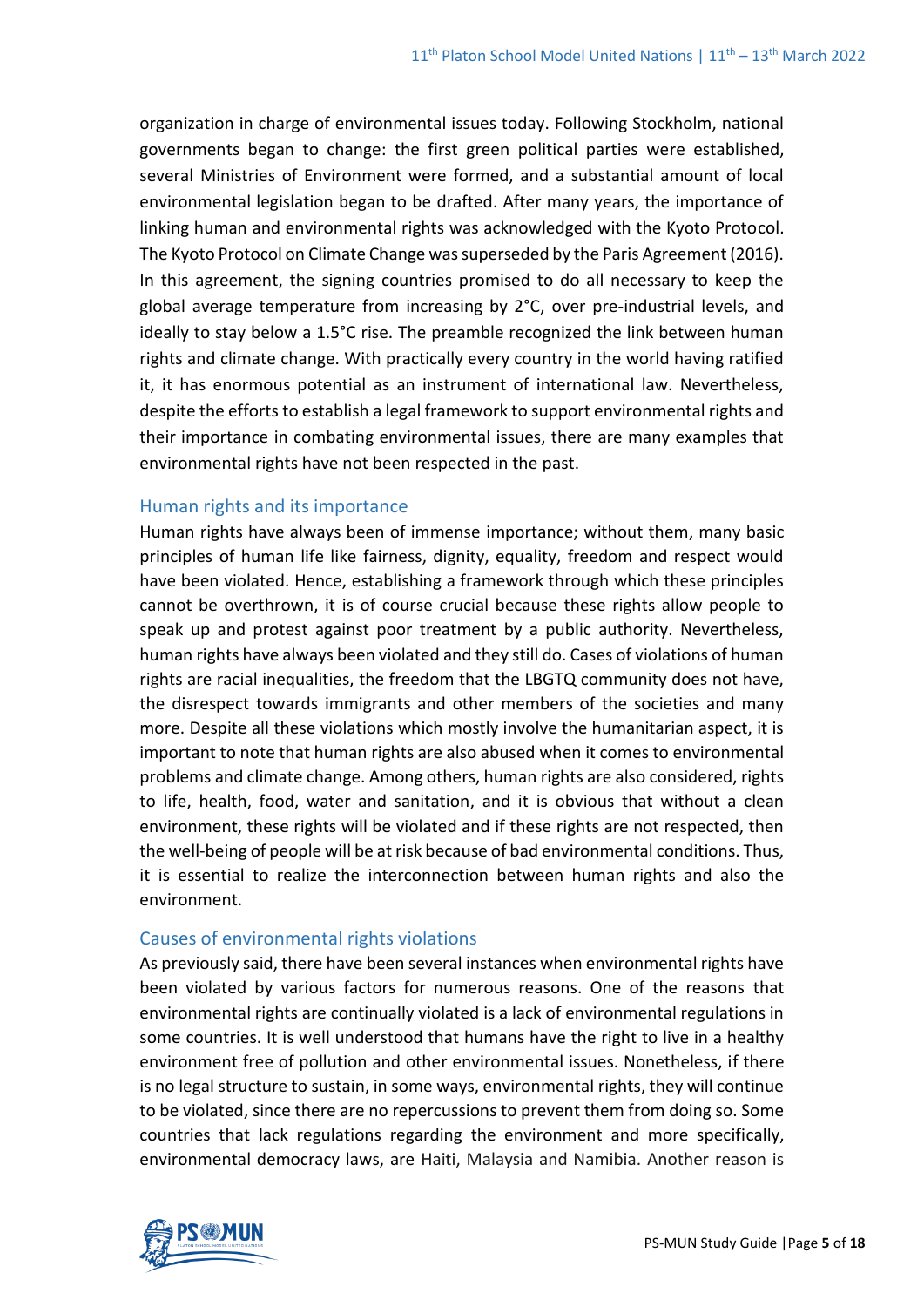organization in charge of environmental issues today. Following Stockholm, national governments began to change: the first green political parties were established, several Ministries of Environment were formed, and a substantial amount of local environmental legislation began to be drafted. After many years, the importance of linking human and environmental rights was acknowledged with the Kyoto Protocol. The Kyoto Protocol on Climate Change was superseded by the Paris Agreement (2016). In this agreement, the signing countries promised to do all necessary to keep the global average temperature from increasing by 2°C, over pre-industrial levels, and ideally to stay below a 1.5°C rise. The preamble recognized the link between human rights and climate change. With practically every country in the world having ratified it, it has enormous potential as an instrument of international law. Nevertheless, despite the efforts to establish a legal framework to support environmental rights and their importance in combating environmental issues, there are many examples that environmental rights have not been respected in the past.

## Human rights and its importance

Human rights have always been of immense importance; without them, many basic principles of human life like fairness, dignity, equality, freedom and respect would have been violated. Hence, establishing a framework through which these principles cannot be overthrown, it is of course crucial because these rights allow people to speak up and protest against poor treatment by a public authority. Nevertheless, human rights have always been violated and they still do. Cases of violations of human rights are racial inequalities, the freedom that the LBGTQ community does not have, the disrespect towards immigrants and other members of the societies and many more. Despite all these violations which mostly involve the humanitarian aspect, it is important to note that human rights are also abused when it comes to environmental problems and climate change. Among others, human rights are also considered, rights to life, health, food, water and sanitation, and it is obvious that without a clean environment, these rights will be violated and if these rights are not respected, then the well-being of people will be at risk because of bad environmental conditions. Thus, it is essential to realize the interconnection between human rights and also the environment.

## Causes of environmental rights violations

As previously said, there have been several instances when environmental rights have been violated by various factors for numerous reasons. One of the reasons that environmental rights are continually violated is a lack of environmental regulations in some countries. It is well understood that humans have the right to live in a healthy environment free of pollution and other environmental issues. Nonetheless, if there is no legal structure to sustain, in some ways, environmental rights, they will continue to be violated, since there are no repercussions to prevent them from doing so. Some countries that lack regulations regarding the environment and more specifically, environmental democracy laws, are Haiti, Malaysia and Namibia. Another reason is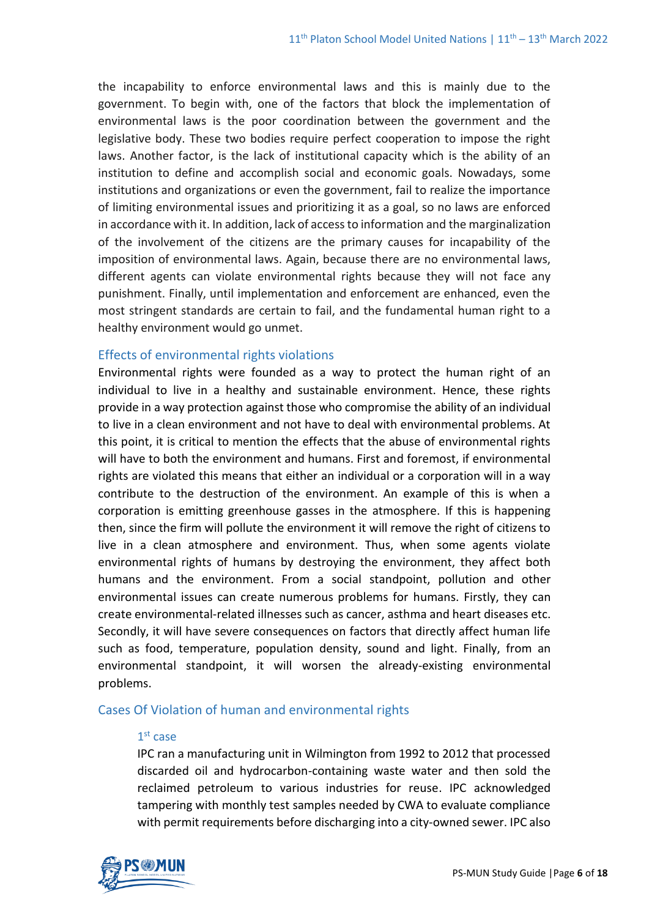the incapability to enforce environmental laws and this is mainly due to the government. To begin with, one of the factors that block the implementation of environmental laws is the poor coordination between the government and the legislative body. These two bodies require perfect cooperation to impose the right laws. Another factor, is the lack of institutional capacity which is the ability of an institution to define and accomplish social and economic goals. Nowadays, some institutions and organizations or even the government, fail to realize the importance of limiting environmental issues and prioritizing it as a goal, so no laws are enforced in accordance with it. In addition, lack of access to information and the marginalization of the involvement of the citizens are the primary causes for incapability of the imposition of environmental laws. Again, because there are no environmental laws, different agents can violate environmental rights because they will not face any punishment. Finally, until implementation and enforcement are enhanced, even the most stringent standards are certain to fail, and the fundamental human right to a healthy environment would go unmet.

## Effects of environmental rights violations

Environmental rights were founded as a way to protect the human right of an individual to live in a healthy and sustainable environment. Hence, these rights provide in a way protection against those who compromise the ability of an individual to live in a clean environment and not have to deal with environmental problems. At this point, it is critical to mention the effects that the abuse of environmental rights will have to both the environment and humans. First and foremost, if environmental rights are violated this means that either an individual or a corporation will in a way contribute to the destruction of the environment. An example of this is when a corporation is emitting greenhouse gasses in the atmosphere. If this is happening then, since the firm will pollute the environment it will remove the right of citizens to live in a clean atmosphere and environment. Thus, when some agents violate environmental rights of humans by destroying the environment, they affect both humans and the environment. From a social standpoint, pollution and other environmental issues can create numerous problems for humans. Firstly, they can create environmental-related illnesses such as cancer, asthma and heart diseases etc. Secondly, it will have severe consequences on factors that directly affect human life such as food, temperature, population density, sound and light. Finally, from an environmental standpoint, it will worsen the already-existing environmental problems.

## Cases Of Violation of human and environmental rights

### 1st case

IPC ran a manufacturing unit in Wilmington from 1992 to 2012 that processed discarded oil and hydrocarbon-containing waste water and then sold the reclaimed petroleum to various industries for reuse. IPC acknowledged tampering with monthly test samples needed by CWA to evaluate compliance with permit requirements before discharging into a city-owned sewer. IPC also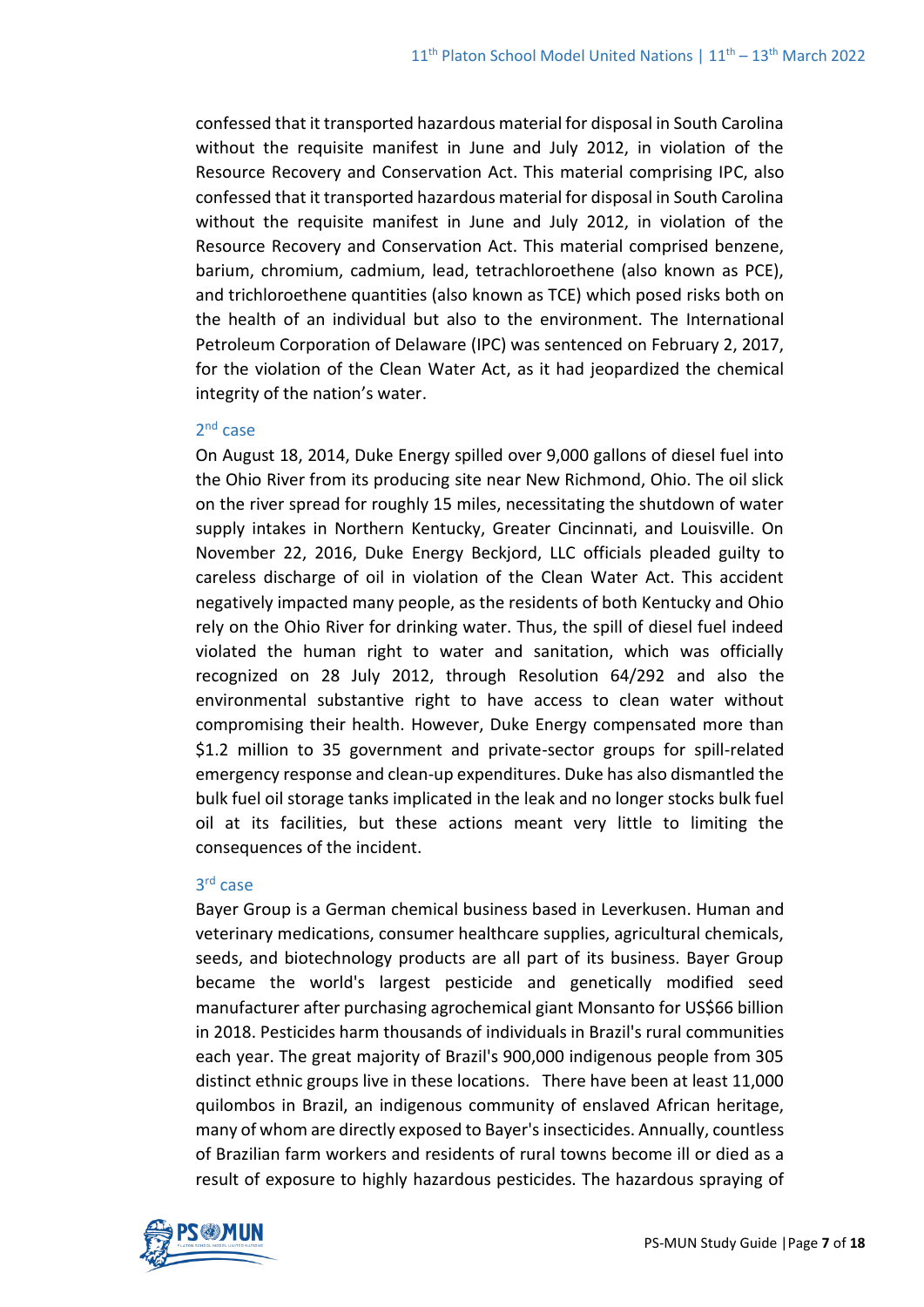confessed that it transported hazardous material for disposal in South Carolina without the requisite manifest in June and July 2012, in violation of the Resource Recovery and Conservation Act. This material comprising IPC, also confessed that it transported hazardous material for disposal in South Carolina without the requisite manifest in June and July 2012, in violation of the Resource Recovery and Conservation Act. This material comprised benzene, barium, chromium, cadmium, lead, tetrachloroethene (also known as PCE), and trichloroethene quantities (also known as TCE) which posed risks both on the health of an individual but also to the environment. The International Petroleum Corporation of Delaware (IPC) was sentenced on February 2, 2017, for the violation of the Clean Water Act, as it had jeopardized the chemical integrity of the nation's water.

### 2nd case

On August 18, 2014, Duke Energy spilled over 9,000 gallons of diesel fuel into the Ohio River from its producing site near New Richmond, Ohio. The oil slick on the river spread for roughly 15 miles, necessitating the shutdown of water supply intakes in Northern Kentucky, Greater Cincinnati, and Louisville. On November 22, 2016, Duke Energy Beckjord, LLC officials pleaded guilty to careless discharge of oil in violation of the Clean Water Act. This accident negatively impacted many people, as the residents of both Kentucky and Ohio rely on the Ohio River for drinking water. Thus, the spill of diesel fuel indeed violated the human right to water and sanitation, which was officially recognized on 28 July 2012, through Resolution 64/292 and also the environmental substantive right to have access to clean water without compromising their health. However, Duke Energy compensated more than $1.2 million to 35 government and private-sector groups for spill-related emergency response and clean-up expenditures. Duke has also dismantled the bulk fuel oil storage tanks implicated in the leak and no longer stocks bulk fuel oil at its facilities, but these actions meant very little to limiting the consequences of the incident.

### 3rd case

Bayer Group is a German chemical business based in Leverkusen. Human and veterinary medications, consumer healthcare supplies, agricultural chemicals, seeds, and biotechnology products are all part of its business. Bayer Group became the world's largest pesticide and genetically modified seed manufacturer after purchasing agrochemical giant Monsanto for US$66 billion in 2018. Pesticides harm thousands of individuals in Brazil's rural communities each year. The great majority of Brazil's 900,000 indigenous people from 305 distinct ethnic groups live in these locations. There have been at least 11,000 quilombos in Brazil, an indigenous community of enslaved African heritage, many of whom are directly exposed to Bayer's insecticides. Annually, countless of Brazilian farm workers and residents of rural towns become ill or died as a result of exposure to highly hazardous pesticides. The hazardous spraying of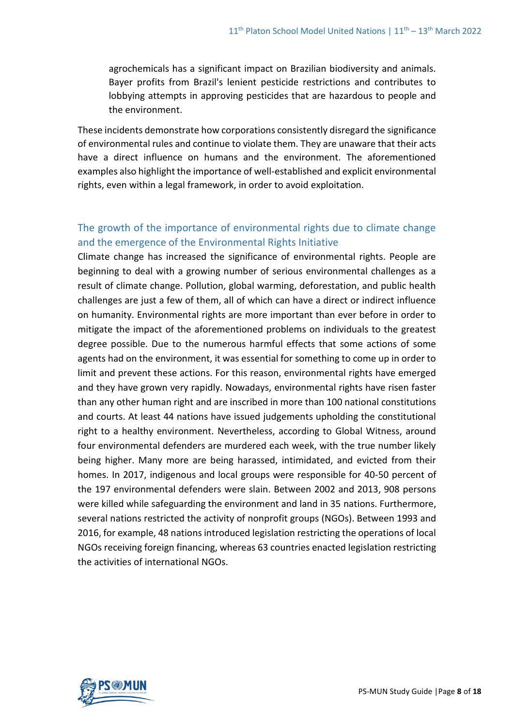agrochemicals has a significant impact on Brazilian biodiversity and animals. Bayer profits from Brazil's lenient pesticide restrictions and contributes to lobbying attempts in approving pesticides that are hazardous to people and the environment.

These incidents demonstrate how corporations consistently disregard the significance of environmental rules and continue to violate them. They are unaware that their acts have a direct influence on humans and the environment. The aforementioned examples also highlight the importance of well-established and explicit environmental rights, even within a legal framework, in order to avoid exploitation.

## The growth of the importance of environmental rights due to climate change and the emergence of the Environmental Rights Initiative

Climate change has increased the significance of environmental rights. People are beginning to deal with a growing number of serious environmental challenges as a result of climate change. Pollution, global warming, deforestation, and public health challenges are just a few of them, all of which can have a direct or indirect influence on humanity. Environmental rights are more important than ever before in order to mitigate the impact of the aforementioned problems on individuals to the greatest degree possible. Due to the numerous harmful effects that some actions of some agents had on the environment, it was essential for something to come up in order to limit and prevent these actions. For this reason, environmental rights have emerged and they have grown very rapidly. Nowadays, environmental rights have risen faster than any other human right and are inscribed in more than 100 national constitutions and courts. At least 44 nations have issued judgements upholding the constitutional right to a healthy environment. Nevertheless, according to Global Witness, around four environmental defenders are murdered each week, with the true number likely being higher. Many more are being harassed, intimidated, and evicted from their homes. In 2017, indigenous and local groups were responsible for 40-50 percent of the 197 environmental defenders were slain. Between 2002 and 2013, 908 persons were killed while safeguarding the environment and land in 35 nations. Furthermore, several nations restricted the activity of nonprofit groups (NGOs). Between 1993 and 2016, for example, 48 nations introduced legislation restricting the operations of local NGOs receiving foreign financing, whereas 63 countries enacted legislation restricting the activities of international NGOs.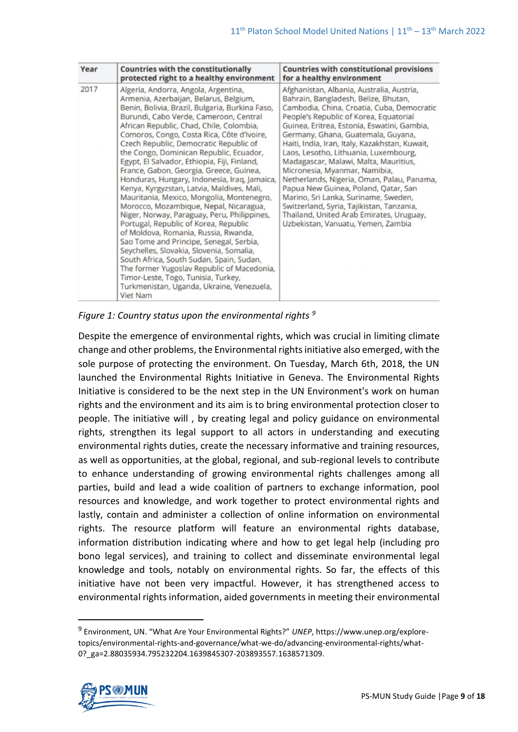| Year | Countries with the constitutionally protected right to a healthy environment | Countries with constitutional provisions for a healthy environment |
|---|---|---|
| 2017 | Algeria, Andorra, Angola, Argentina, Armenia, Azerbaijan, Belarus, Belgium, Benin, Bolivia, Brazil, Bulgaria, Burkina Faso, Burundi, Cabo Verde, Cameroon, Central African Republic, Chad, Chile, Colombia, Comoros, Congo, Costa Rica, Côte d'Ivoire, Czech Republic, Democratic Republic of the Congo, Dominican Republic, Ecuador, Egypt, El Salvador, Ethiopia, Fiji, Finland, France, Gabon, Georgia, Greece, Guinea, Honduras, Hungary, Indonesia, Iraq, Jamaica, Kenya, Kyrgyzstan, Latvia, Maldives, Mali, Mauritania, Mexico, Mongolia, Montenegro, Morocco, Mozambique, Nepal, Nicaragua, Niger, Norway, Paraguay, Peru, Philippines, Portugal, Republic of Korea, Republic of Moldova, Romania, Russia, Rwanda, Sao Tome and Principe, Senegal, Serbia, Seychelles, Slovakia, Slovenia, Somalia, South Africa, South Sudan, Spain, Sudan, The former Yugoslav Republic of Macedonia, Timor-Leste, Togo, Tunisia, Turkey, Turkmenistan, Uganda, Ukraine, Venezuela, Viet Nam | Afghanistan, Albania, Australia, Austria, Bahrain, Bangladesh, Belize, Bhutan, Cambodia, China, Croatia, Cuba, Democratic People's Republic of Korea, Equatorial Guinea, Eritrea, Estonia, Eswatini, Gambia, Germany, Ghana, Guatemala, Guyana, Haiti, India, Iran, Italy, Kazakhstan, Kuwait, Laos, Lesotho, Lithuania, Luxembourg, Madagascar, Malawi, Malta, Mauritius, Micronesia, Myanmar, Namibia, Netherlands, Nigeria, Oman, Palau, Panama, Papua New Guinea, Poland, Qatar, San Marino, Sri Lanka, Suriname, Sweden, Switzerland, Syria, Tajikistan, Tanzania, Thailand, United Arab Emirates, Uruguay, Uzbekistan, Vanuatu, Yemen, Zambia |

*Figure 1: Country status upon the environmental rights* [9]

Despite the emergence of environmental rights, which was crucial in limiting climate change and other problems, the Environmental rights initiative also emerged, with the sole purpose of protecting the environment. On Tuesday, March 6th, 2018, the UN launched the Environmental Rights Initiative in Geneva. The Environmental Rights Initiative is considered to be the next step in the UN Environment's work on human rights and the environment and its aim is to bring environmental protection closer to people. The initiative will , by creating legal and policy guidance on environmental rights, strengthen its legal support to all actors in understanding and executing environmental rights duties, create the necessary informative and training resources, as well as opportunities, at the global, regional, and sub-regional levels to contribute to enhance understanding of growing environmental rights challenges among all parties, build and lead a wide coalition of partners to exchange information, pool resources and knowledge, and work together to protect environmental rights and lastly, contain and administer a collection of online information on environmental rights. The resource platform will feature an environmental rights database, information distribution indicating where and how to get legal help (including pro bono legal services), and training to collect and disseminate environmental legal knowledge and tools, notably on environmental rights. So far, the effects of this initiative have not been very impactful. However, it has strengthened access to environmental rights information, aided governments in meeting their environmental

---

[9] Environment, UN. "What Are Your Environmental Rights?" *UNEP*, https://www.unep.org/explore-topics/environmental-rights-and-governance/what-we-do/advancing-environmental-rights/what-0?_ga=2.88035934.795232204.1639845307-203893557.1638571309.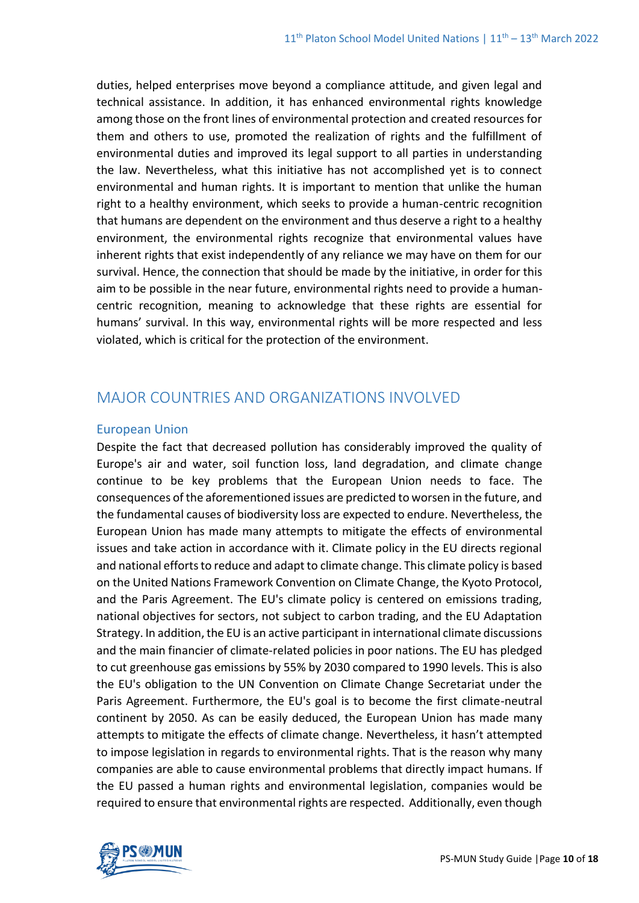duties, helped enterprises move beyond a compliance attitude, and given legal and technical assistance. In addition, it has enhanced environmental rights knowledge among those on the front lines of environmental protection and created resources for them and others to use, promoted the realization of rights and the fulfillment of environmental duties and improved its legal support to all parties in understanding the law. Nevertheless, what this initiative has not accomplished yet is to connect environmental and human rights. It is important to mention that unlike the human right to a healthy environment, which seeks to provide a human-centric recognition that humans are dependent on the environment and thus deserve a right to a healthy environment, the environmental rights recognize that environmental values have inherent rights that exist independently of any reliance we may have on them for our survival. Hence, the connection that should be made by the initiative, in order for this aim to be possible in the near future, environmental rights need to provide a human-centric recognition, meaning to acknowledge that these rights are essential for humans' survival. In this way, environmental rights will be more respected and less violated, which is critical for the protection of the environment.

## MAJOR COUNTRIES AND ORGANIZATIONS INVOLVED

### European Union

Despite the fact that decreased pollution has considerably improved the quality of Europe's air and water, soil function loss, land degradation, and climate change continue to be key problems that the European Union needs to face. The consequences of the aforementioned issues are predicted to worsen in the future, and the fundamental causes of biodiversity loss are expected to endure. Nevertheless, the European Union has made many attempts to mitigate the effects of environmental issues and take action in accordance with it. Climate policy in the EU directs regional and national efforts to reduce and adapt to climate change. This climate policy is based on the United Nations Framework Convention on Climate Change, the Kyoto Protocol, and the Paris Agreement. The EU's climate policy is centered on emissions trading, national objectives for sectors, not subject to carbon trading, and the EU Adaptation Strategy. In addition, the EU is an active participant in international climate discussions and the main financier of climate-related policies in poor nations. The EU has pledged to cut greenhouse gas emissions by 55% by 2030 compared to 1990 levels. This is also the EU's obligation to the UN Convention on Climate Change Secretariat under the Paris Agreement. Furthermore, the EU's goal is to become the first climate-neutral continent by 2050. As can be easily deduced, the European Union has made many attempts to mitigate the effects of climate change. Nevertheless, it hasn't attempted to impose legislation in regards to environmental rights. That is the reason why many companies are able to cause environmental problems that directly impact humans. If the EU passed a human rights and environmental legislation, companies would be required to ensure that environmental rights are respected. Additionally, even though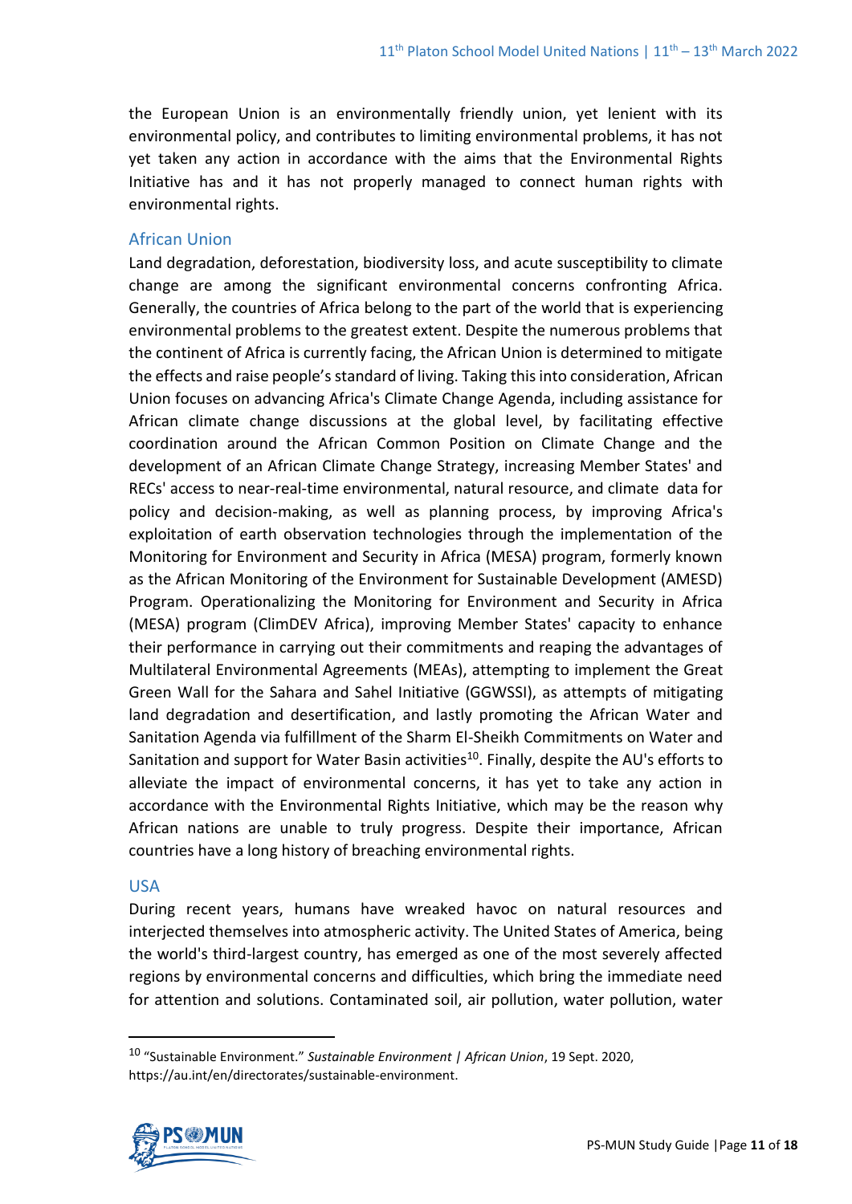the European Union is an environmentally friendly union, yet lenient with its environmental policy, and contributes to limiting environmental problems, it has not yet taken any action in accordance with the aims that the Environmental Rights Initiative has and it has not properly managed to connect human rights with environmental rights.

### African Union

Land degradation, deforestation, biodiversity loss, and acute susceptibility to climate change are among the significant environmental concerns confronting Africa. Generally, the countries of Africa belong to the part of the world that is experiencing environmental problems to the greatest extent. Despite the numerous problems that the continent of Africa is currently facing, the African Union is determined to mitigate the effects and raise people's standard of living. Taking this into consideration, African Union focuses on advancing Africa's Climate Change Agenda, including assistance for African climate change discussions at the global level, by facilitating effective coordination around the African Common Position on Climate Change and the development of an African Climate Change Strategy, increasing Member States' and RECs' access to near-real-time environmental, natural resource, and climate data for policy and decision-making, as well as planning process, by improving Africa's exploitation of earth observation technologies through the implementation of the Monitoring for Environment and Security in Africa (MESA) program, formerly known as the African Monitoring of the Environment for Sustainable Development (AMESD) Program. Operationalizing the Monitoring for Environment and Security in Africa (MESA) program (ClimDEV Africa), improving Member States' capacity to enhance their performance in carrying out their commitments and reaping the advantages of Multilateral Environmental Agreements (MEAs), attempting to implement the Great Green Wall for the Sahara and Sahel Initiative (GGWSSI), as attempts of mitigating land degradation and desertification, and lastly promoting the African Water and Sanitation Agenda via fulfillment of the Sharm El-Sheikh Commitments on Water and Sanitation and support for Water Basin activities[10]. Finally, despite the AU's efforts to alleviate the impact of environmental concerns, it has yet to take any action in accordance with the Environmental Rights Initiative, which may be the reason why African nations are unable to truly progress. Despite their importance, African countries have a long history of breaching environmental rights.

### USA

During recent years, humans have wreaked havoc on natural resources and interjected themselves into atmospheric activity. The United States of America, being the world's third-largest country, has emerged as one of the most severely affected regions by environmental concerns and difficulties, which bring the immediate need for attention and solutions. Contaminated soil, air pollution, water pollution, water

---

[10] "Sustainable Environment." *Sustainable Environment | African Union*, 19 Sept. 2020, https://au.int/en/directorates/sustainable-environment.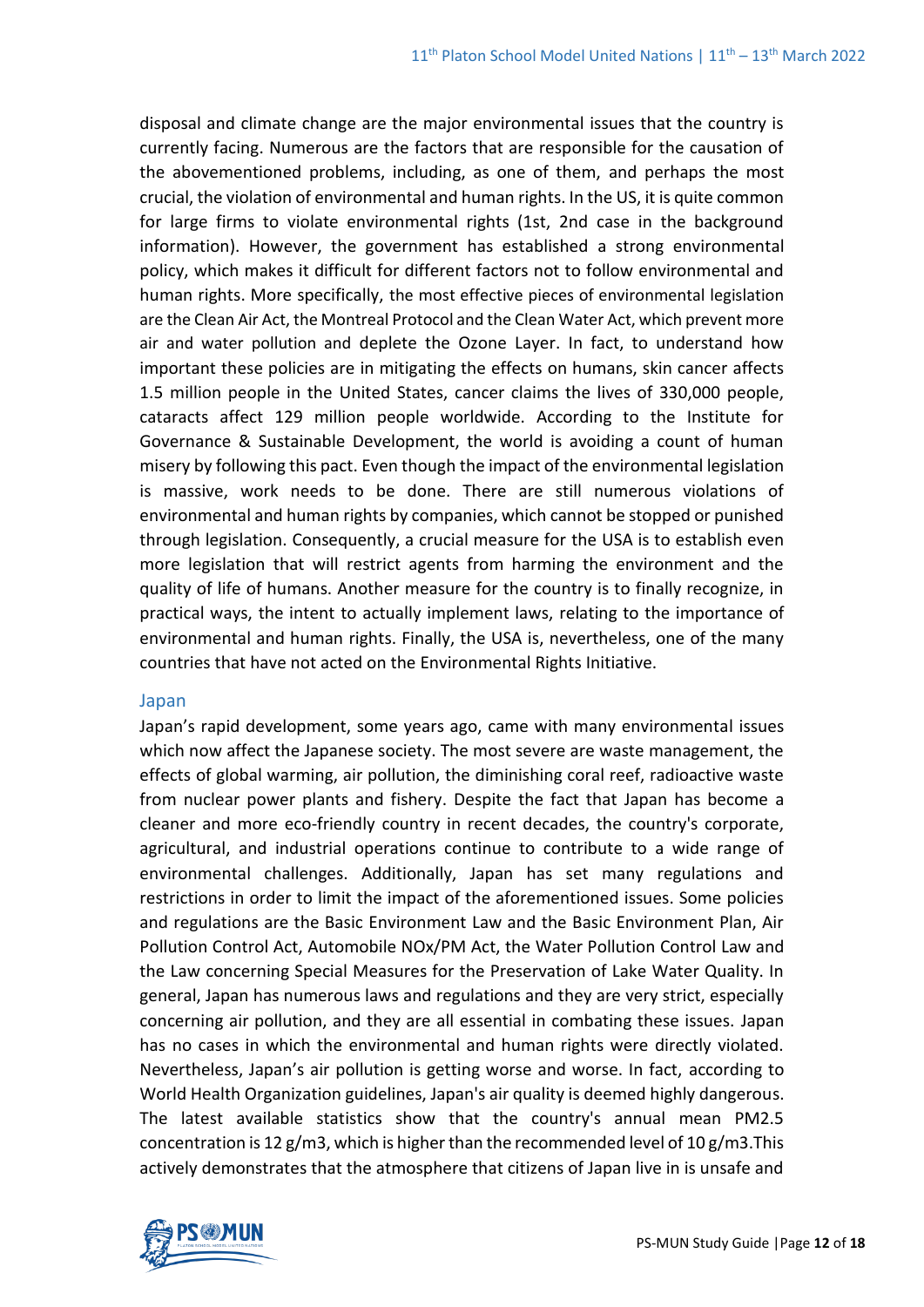disposal and climate change are the major environmental issues that the country is currently facing. Numerous are the factors that are responsible for the causation of the abovementioned problems, including, as one of them, and perhaps the most crucial, the violation of environmental and human rights. In the US, it is quite common for large firms to violate environmental rights (1st, 2nd case in the background information). However, the government has established a strong environmental policy, which makes it difficult for different factors not to follow environmental and human rights. More specifically, the most effective pieces of environmental legislation are the Clean Air Act, the Montreal Protocol and the Clean Water Act, which prevent more air and water pollution and deplete the Ozone Layer. In fact, to understand how important these policies are in mitigating the effects on humans, skin cancer affects 1.5 million people in the United States, cancer claims the lives of 330,000 people, cataracts affect 129 million people worldwide. According to the Institute for Governance & Sustainable Development, the world is avoiding a count of human misery by following this pact. Even though the impact of the environmental legislation is massive, work needs to be done. There are still numerous violations of environmental and human rights by companies, which cannot be stopped or punished through legislation. Consequently, a crucial measure for the USA is to establish even more legislation that will restrict agents from harming the environment and the quality of life of humans. Another measure for the country is to finally recognize, in practical ways, the intent to actually implement laws, relating to the importance of environmental and human rights. Finally, the USA is, nevertheless, one of the many countries that have not acted on the Environmental Rights Initiative.

### Japan

Japan's rapid development, some years ago, came with many environmental issues which now affect the Japanese society. The most severe are waste management, the effects of global warming, air pollution, the diminishing coral reef, radioactive waste from nuclear power plants and fishery. Despite the fact that Japan has become a cleaner and more eco-friendly country in recent decades, the country's corporate, agricultural, and industrial operations continue to contribute to a wide range of environmental challenges. Additionally, Japan has set many regulations and restrictions in order to limit the impact of the aforementioned issues. Some policies and regulations are the Basic Environment Law and the Basic Environment Plan, Air Pollution Control Act, Automobile NOx/PM Act, the Water Pollution Control Law and the Law concerning Special Measures for the Preservation of Lake Water Quality. In general, Japan has numerous laws and regulations and they are very strict, especially concerning air pollution, and they are all essential in combating these issues. Japan has no cases in which the environmental and human rights were directly violated. Nevertheless, Japan's air pollution is getting worse and worse. In fact, according to World Health Organization guidelines, Japan's air quality is deemed highly dangerous. The latest available statistics show that the country's annual mean PM2.5 concentration is 12 g/m3, which is higher than the recommended level of 10 g/m3.This actively demonstrates that the atmosphere that citizens of Japan live in is unsafe and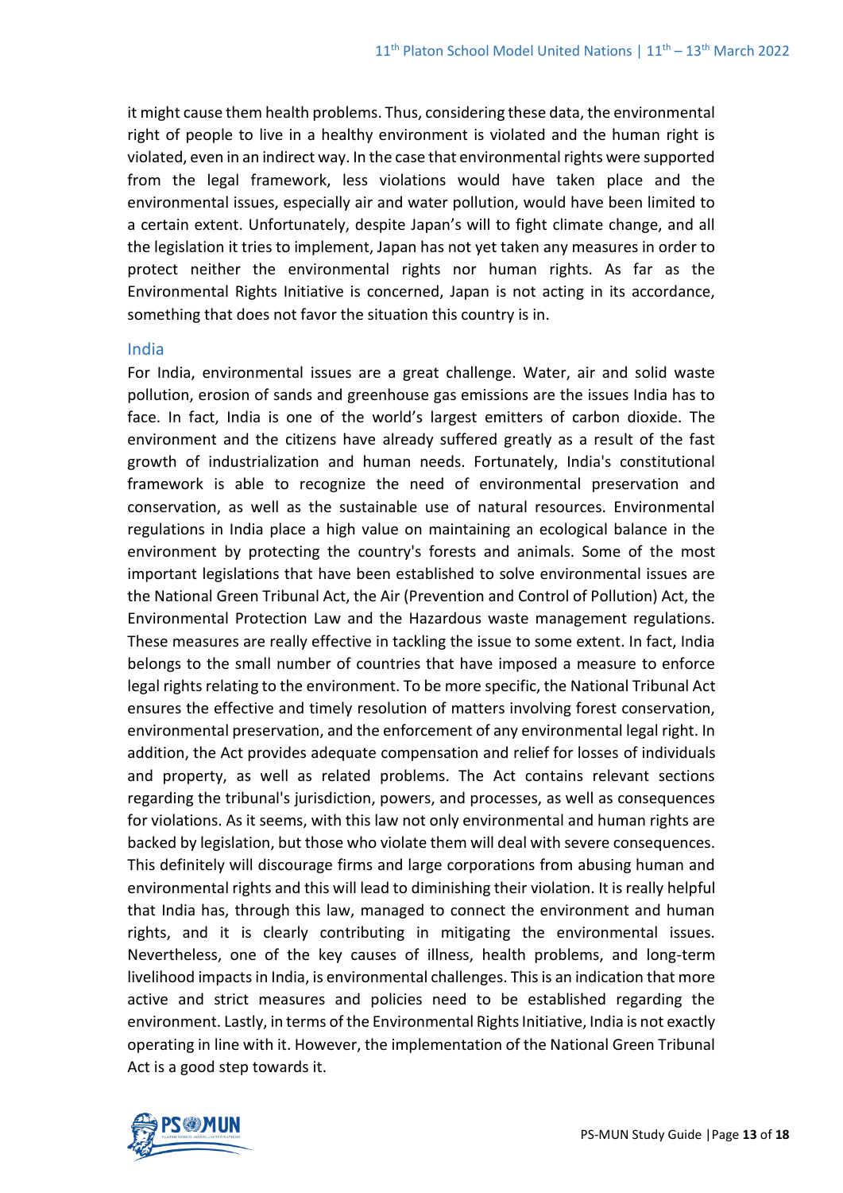it might cause them health problems. Thus, considering these data, the environmental right of people to live in a healthy environment is violated and the human right is violated, even in an indirect way. In the case that environmental rights were supported from the legal framework, less violations would have taken place and the environmental issues, especially air and water pollution, would have been limited to a certain extent. Unfortunately, despite Japan's will to fight climate change, and all the legislation it tries to implement, Japan has not yet taken any measures in order to protect neither the environmental rights nor human rights. As far as the Environmental Rights Initiative is concerned, Japan is not acting in its accordance, something that does not favor the situation this country is in.

### India

For India, environmental issues are a great challenge. Water, air and solid waste pollution, erosion of sands and greenhouse gas emissions are the issues India has to face. In fact, India is one of the world's largest emitters of carbon dioxide. The environment and the citizens have already suffered greatly as a result of the fast growth of industrialization and human needs. Fortunately, India's constitutional framework is able to recognize the need of environmental preservation and conservation, as well as the sustainable use of natural resources. Environmental regulations in India place a high value on maintaining an ecological balance in the environment by protecting the country's forests and animals. Some of the most important legislations that have been established to solve environmental issues are the National Green Tribunal Act, the Air (Prevention and Control of Pollution) Act, the Environmental Protection Law and the Hazardous waste management regulations. These measures are really effective in tackling the issue to some extent. In fact, India belongs to the small number of countries that have imposed a measure to enforce legal rights relating to the environment. To be more specific, the National Tribunal Act ensures the effective and timely resolution of matters involving forest conservation, environmental preservation, and the enforcement of any environmental legal right. In addition, the Act provides adequate compensation and relief for losses of individuals and property, as well as related problems. The Act contains relevant sections regarding the tribunal's jurisdiction, powers, and processes, as well as consequences for violations. As it seems, with this law not only environmental and human rights are backed by legislation, but those who violate them will deal with severe consequences. This definitely will discourage firms and large corporations from abusing human and environmental rights and this will lead to diminishing their violation. It is really helpful that India has, through this law, managed to connect the environment and human rights, and it is clearly contributing in mitigating the environmental issues. Nevertheless, one of the key causes of illness, health problems, and long-term livelihood impacts in India, is environmental challenges. This is an indication that more active and strict measures and policies need to be established regarding the environment. Lastly, in terms of the Environmental Rights Initiative, India is not exactly operating in line with it. However, the implementation of the National Green Tribunal Act is a good step towards it.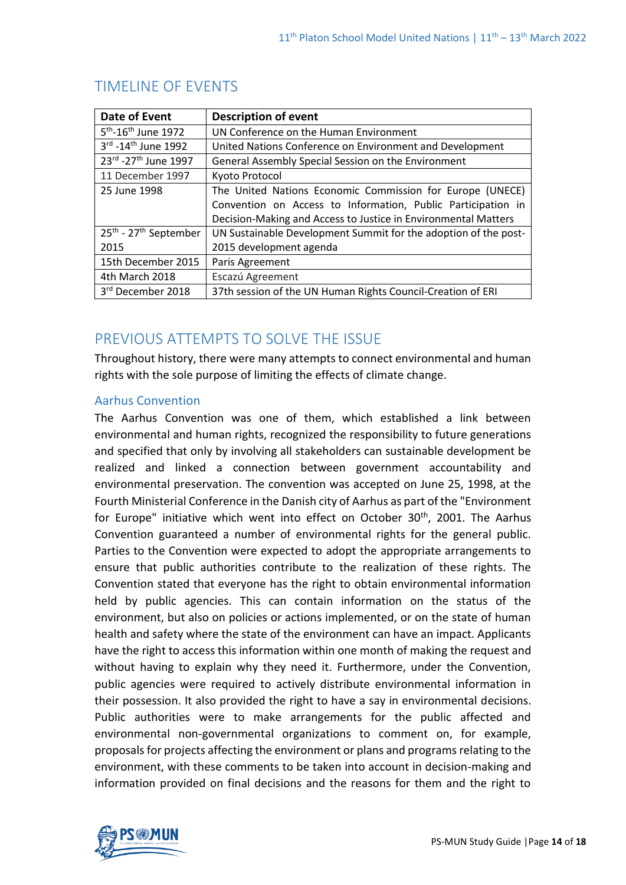## TIMELINE OF EVENTS

| Date of Event | Description of event |
|---|---|
| 5th-16th June 1972 | UN Conference on the Human Environment |
| 3rd -14th June 1992 | United Nations Conference on Environment and Development |
| 23rd -27th June 1997 | General Assembly Special Session on the Environment |
| 11 December 1997 | Kyoto Protocol |
| 25 June 1998 | The United Nations Economic Commission for Europe (UNECE) Convention on Access to Information, Public Participation in Decision-Making and Access to Justice in Environmental Matters |
| 25th - 27th September 2015 | UN Sustainable Development Summit for the adoption of the post-2015 development agenda |
| 15th December 2015 | Paris Agreement |
| 4th March 2018 | Escazú Agreement |
| 3rd December 2018 | 37th session of the UN Human Rights Council-Creation of ERI |

## PREVIOUS ATTEMPTS TO SOLVE THE ISSUE

Throughout history, there were many attempts to connect environmental and human rights with the sole purpose of limiting the effects of climate change.

### Aarhus Convention

The Aarhus Convention was one of them, which established a link between environmental and human rights, recognized the responsibility to future generations and specified that only by involving all stakeholders can sustainable development be realized and linked a connection between government accountability and environmental preservation. The convention was accepted on June 25, 1998, at the Fourth Ministerial Conference in the Danish city of Aarhus as part of the "Environment for Europe" initiative which went into effect on October 30th, 2001. The Aarhus Convention guaranteed a number of environmental rights for the general public. Parties to the Convention were expected to adopt the appropriate arrangements to ensure that public authorities contribute to the realization of these rights. The Convention stated that everyone has the right to obtain environmental information held by public agencies. This can contain information on the status of the environment, but also on policies or actions implemented, or on the state of human health and safety where the state of the environment can have an impact. Applicants have the right to access this information within one month of making the request and without having to explain why they need it. Furthermore, under the Convention, public agencies were required to actively distribute environmental information in their possession. It also provided the right to have a say in environmental decisions. Public authorities were to make arrangements for the public affected and environmental non-governmental organizations to comment on, for example, proposals for projects affecting the environment or plans and programs relating to the environment, with these comments to be taken into account in decision-making and information provided on final decisions and the reasons for them and the right to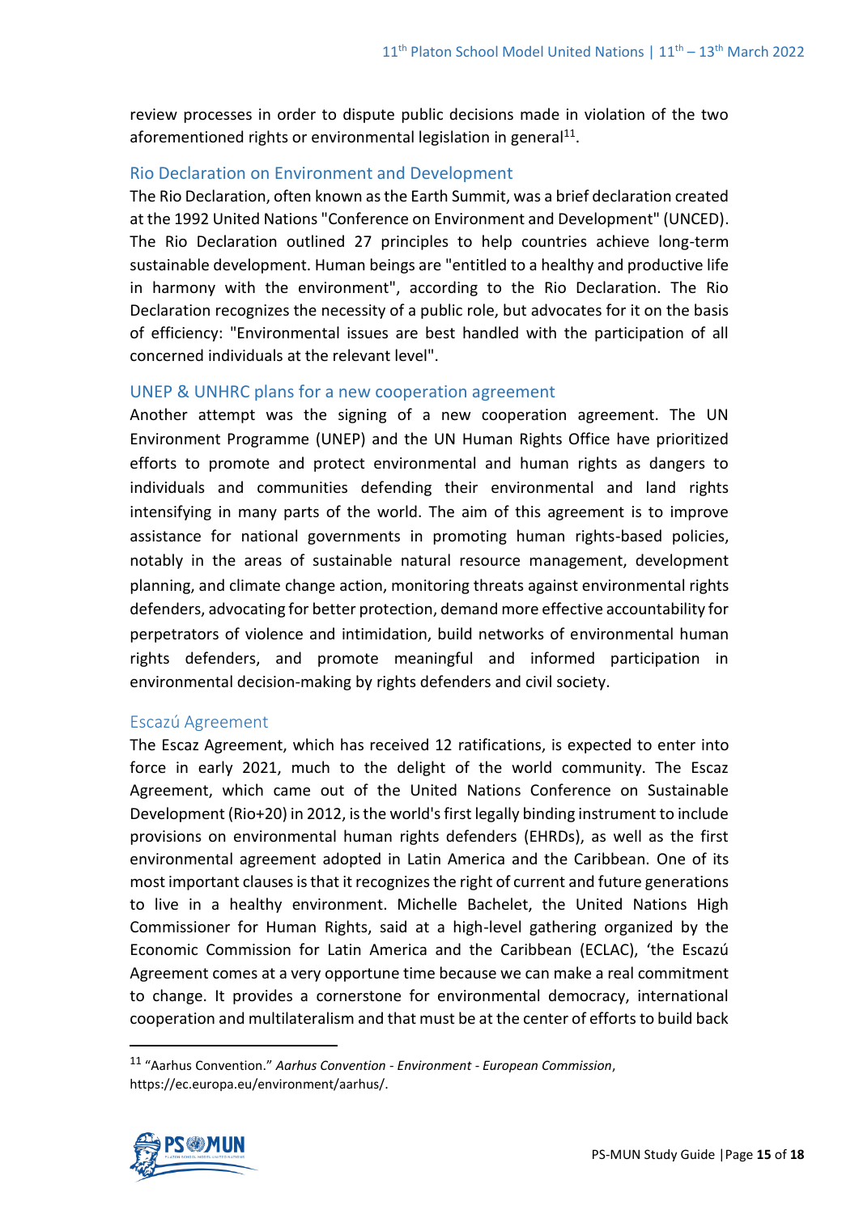review processes in order to dispute public decisions made in violation of the two aforementioned rights or environmental legislation in general[11].

### Rio Declaration on Environment and Development

The Rio Declaration, often known as the Earth Summit, was a brief declaration created at the 1992 United Nations "Conference on Environment and Development" (UNCED). The Rio Declaration outlined 27 principles to help countries achieve long-term sustainable development. Human beings are "entitled to a healthy and productive life in harmony with the environment", according to the Rio Declaration. The Rio Declaration recognizes the necessity of a public role, but advocates for it on the basis of efficiency: "Environmental issues are best handled with the participation of all concerned individuals at the relevant level".

### UNEP & UNHRC plans for a new cooperation agreement

Another attempt was the signing of a new cooperation agreement. The UN Environment Programme (UNEP) and the UN Human Rights Office have prioritized efforts to promote and protect environmental and human rights as dangers to individuals and communities defending their environmental and land rights intensifying in many parts of the world. The aim of this agreement is to improve assistance for national governments in promoting human rights-based policies, notably in the areas of sustainable natural resource management, development planning, and climate change action, monitoring threats against environmental rights defenders, advocating for better protection, demand more effective accountability for perpetrators of violence and intimidation, build networks of environmental human rights defenders, and promote meaningful and informed participation in environmental decision-making by rights defenders and civil society.

### Escazú Agreement

The Escaz Agreement, which has received 12 ratifications, is expected to enter into force in early 2021, much to the delight of the world community. The Escaz Agreement, which came out of the United Nations Conference on Sustainable Development (Rio+20) in 2012, is the world's first legally binding instrument to include provisions on environmental human rights defenders (EHRDs), as well as the first environmental agreement adopted in Latin America and the Caribbean. One of its most important clauses is that it recognizes the right of current and future generations to live in a healthy environment. Michelle Bachelet, the United Nations High Commissioner for Human Rights, said at a high-level gathering organized by the Economic Commission for Latin America and the Caribbean (ECLAC), 'the Escazú Agreement comes at a very opportune time because we can make a real commitment to change. It provides a cornerstone for environmental democracy, international cooperation and multilateralism and that must be at the center of efforts to build back

---

[11] "Aarhus Convention." *Aarhus Convention - Environment - European Commission*, https://ec.europa.eu/environment/aarhus/.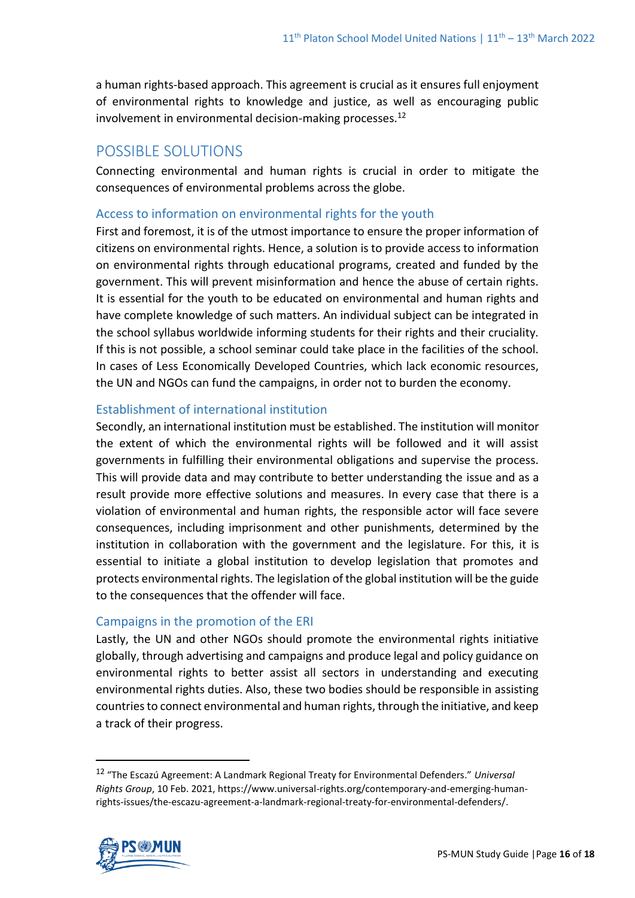a human rights-based approach. This agreement is crucial as it ensures full enjoyment of environmental rights to knowledge and justice, as well as encouraging public involvement in environmental decision-making processes.[12]

## POSSIBLE SOLUTIONS

Connecting environmental and human rights is crucial in order to mitigate the consequences of environmental problems across the globe.

### Access to information on environmental rights for the youth

First and foremost, it is of the utmost importance to ensure the proper information of citizens on environmental rights. Hence, a solution is to provide access to information on environmental rights through educational programs, created and funded by the government. This will prevent misinformation and hence the abuse of certain rights. It is essential for the youth to be educated on environmental and human rights and have complete knowledge of such matters. An individual subject can be integrated in the school syllabus worldwide informing students for their rights and their cruciality. If this is not possible, a school seminar could take place in the facilities of the school. In cases of Less Economically Developed Countries, which lack economic resources, the UN and NGOs can fund the campaigns, in order not to burden the economy.

### Establishment of international institution

Secondly, an international institution must be established. The institution will monitor the extent of which the environmental rights will be followed and it will assist governments in fulfilling their environmental obligations and supervise the process. This will provide data and may contribute to better understanding the issue and as a result provide more effective solutions and measures. In every case that there is a violation of environmental and human rights, the responsible actor will face severe consequences, including imprisonment and other punishments, determined by the institution in collaboration with the government and the legislature. For this, it is essential to initiate a global institution to develop legislation that promotes and protects environmental rights. The legislation of the global institution will be the guide to the consequences that the offender will face.

### Campaigns in the promotion of the ERI

Lastly, the UN and other NGOs should promote the environmental rights initiative globally, through advertising and campaigns and produce legal and policy guidance on environmental rights to better assist all sectors in understanding and executing environmental rights duties. Also, these two bodies should be responsible in assisting countries to connect environmental and human rights, through the initiative, and keep a track of their progress.

---

[12] "The Escazú Agreement: A Landmark Regional Treaty for Environmental Defenders." *Universal Rights Group*, 10 Feb. 2021, https://www.universal-rights.org/contemporary-and-emerging-human-rights-issues/the-escazu-agreement-a-landmark-regional-treaty-for-environmental-defenders/.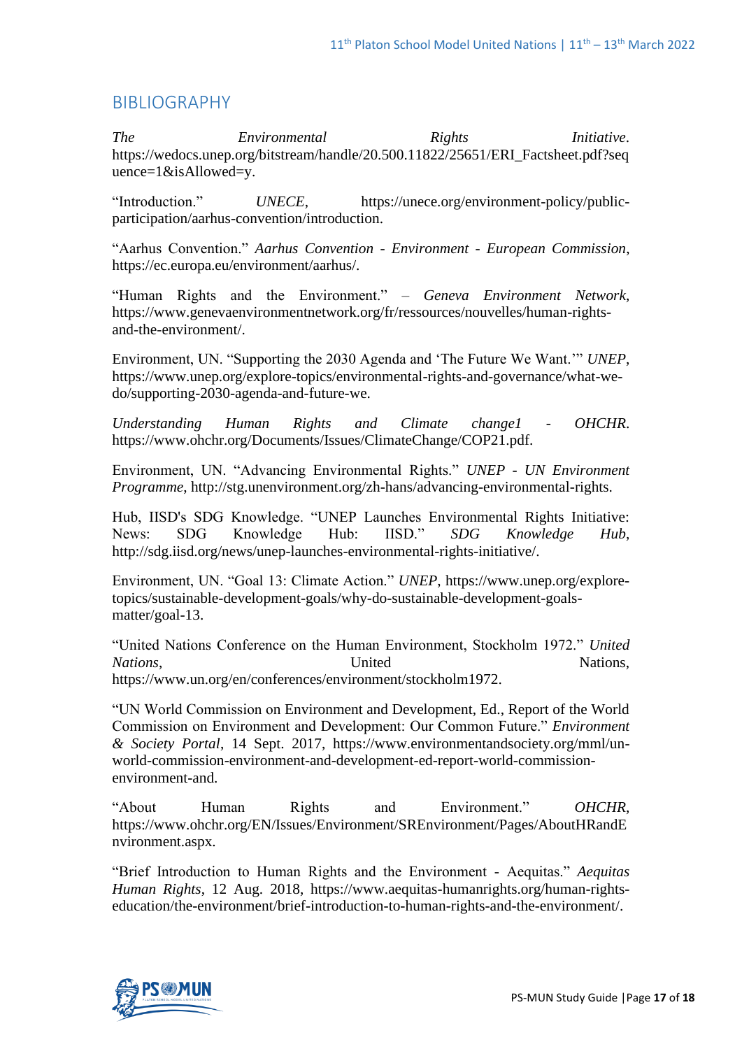## BIBLIOGRAPHY

*The Environmental Rights Initiative*. https://wedocs.unep.org/bitstream/handle/20.500.11822/25651/ERI_Factsheet.pdf?sequence=1&isAllowed=y.

"Introduction." *UNECE*, https://unece.org/environment-policy/public-participation/aarhus-convention/introduction.

"Aarhus Convention." *Aarhus Convention - Environment - European Commission*, https://ec.europa.eu/environment/aarhus/.

"Human Rights and the Environment." – *Geneva Environment Network*, https://www.genevaenvironmentnetwork.org/fr/ressources/nouvelles/human-rights-and-the-environment/.

Environment, UN. "Supporting the 2030 Agenda and 'The Future We Want.'" *UNEP*, https://www.unep.org/explore-topics/environmental-rights-and-governance/what-we-do/supporting-2030-agenda-and-future-we.

*Understanding Human Rights and Climate change1 - OHCHR*. https://www.ohchr.org/Documents/Issues/ClimateChange/COP21.pdf.

Environment, UN. "Advancing Environmental Rights." *UNEP - UN Environment Programme*, http://stg.unenvironment.org/zh-hans/advancing-environmental-rights.

Hub, IISD's SDG Knowledge. "UNEP Launches Environmental Rights Initiative: News: SDG Knowledge Hub: IISD." *SDG Knowledge Hub*, http://sdg.iisd.org/news/unep-launches-environmental-rights-initiative/.

Environment, UN. "Goal 13: Climate Action." *UNEP*, https://www.unep.org/explore-topics/sustainable-development-goals/why-do-sustainable-development-goals-matter/goal-13.

"United Nations Conference on the Human Environment, Stockholm 1972." *United Nations*, United Nations, https://www.un.org/en/conferences/environment/stockholm1972.

"UN World Commission on Environment and Development, Ed., Report of the World Commission on Environment and Development: Our Common Future." *Environment & Society Portal*, 14 Sept. 2017, https://www.environmentandsociety.org/mml/un-world-commission-environment-and-development-ed-report-world-commission-environment-and.

"About Human Rights and Environment." *OHCHR*, https://www.ohchr.org/EN/Issues/Environment/SREnvironment/Pages/AboutHRandEnvironment.aspx.

"Brief Introduction to Human Rights and the Environment - Aequitas." *Aequitas Human Rights*, 12 Aug. 2018, https://www.aequitas-humanrights.org/human-rights-education/the-environment/brief-introduction-to-human-rights-and-the-environment/.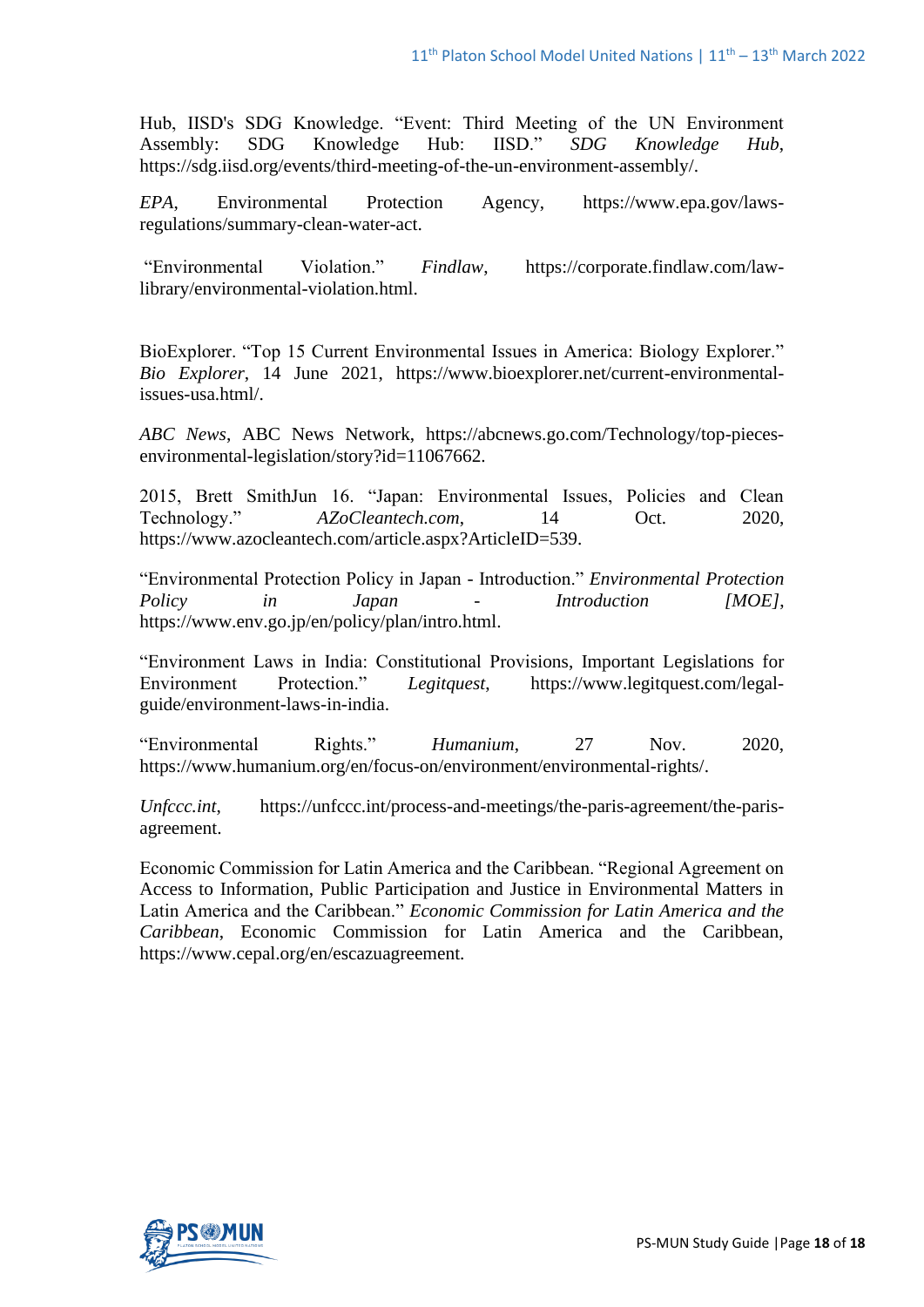Hub, IISD's SDG Knowledge. "Event: Third Meeting of the UN Environment Assembly: SDG Knowledge Hub: IISD." *SDG Knowledge Hub*, https://sdg.iisd.org/events/third-meeting-of-the-un-environment-assembly/.

*EPA*, Environmental Protection Agency, https://www.epa.gov/laws-regulations/summary-clean-water-act.

"Environmental Violation." *Findlaw*, https://corporate.findlaw.com/law-library/environmental-violation.html.

BioExplorer. "Top 15 Current Environmental Issues in America: Biology Explorer." *Bio Explorer*, 14 June 2021, https://www.bioexplorer.net/current-environmental-issues-usa.html/.

*ABC News*, ABC News Network, https://abcnews.go.com/Technology/top-pieces-environmental-legislation/story?id=11067662.

2015, Brett SmithJun 16. "Japan: Environmental Issues, Policies and Clean Technology." *AZoCleantech.com*, 14 Oct. 2020, https://www.azocleantech.com/article.aspx?ArticleID=539.

"Environmental Protection Policy in Japan - Introduction." *Environmental Protection Policy in Japan - Introduction [MOE]*, https://www.env.go.jp/en/policy/plan/intro.html.

"Environment Laws in India: Constitutional Provisions, Important Legislations for Environment Protection." *Legitquest*, https://www.legitquest.com/legal-guide/environment-laws-in-india.

"Environmental Rights." *Humanium*, 27 Nov. 2020, https://www.humanium.org/en/focus-on/environment/environmental-rights/.

*Unfccc.int*, https://unfccc.int/process-and-meetings/the-paris-agreement/the-paris-agreement.

Economic Commission for Latin America and the Caribbean. "Regional Agreement on Access to Information, Public Participation and Justice in Environmental Matters in Latin America and the Caribbean." *Economic Commission for Latin America and the Caribbean*, Economic Commission for Latin America and the Caribbean, https://www.cepal.org/en/escazuagreement.